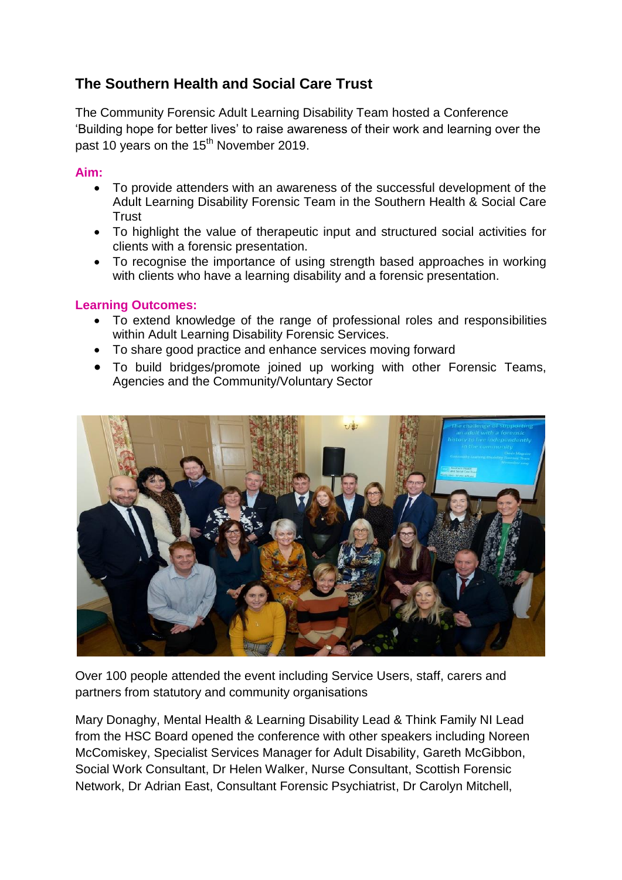## The Southern Health and Social Care Trust

The Community Forensic Adult Learning Disability Team hosted a Conference 'Building hope for better lives' to raise awareness of their work and learning over the past 10 years on the 15th November 2019.

**Aim:**

- To provide attenders with an awareness of the successful development of the Adult Learning Disability Forensic Team in the Southern Health & Social Care Trust
- To highlight the value of therapeutic input and structured social activities for clients with a forensic presentation.
- To recognise the importance of using strength based approaches in working with clients who have a learning disability and a forensic presentation.

**Learning Outcomes:**

- To extend knowledge of the range of professional roles and responsibilities within Adult Learning Disability Forensic Services.
- To share good practice and enhance services moving forward
- To build bridges/promote joined up working with other Forensic Teams, Agencies and the Community/Voluntary Sector

Over 100 people attended the event including Service Users, staff, carers and partners from statutory and community organisations

Mary Donaghy, Mental Health & Learning Disability Lead & Think Family NI Lead from the HSC Board opened the conference with other speakers including Noreen McComiskey, Specialist Services Manager for Adult Disability, Gareth McGibbon, Social Work Consultant, Dr Helen Walker, Nurse Consultant, Scottish Forensic Network, Dr Adrian East, Consultant Forensic Psychiatrist, Dr Carolyn Mitchell,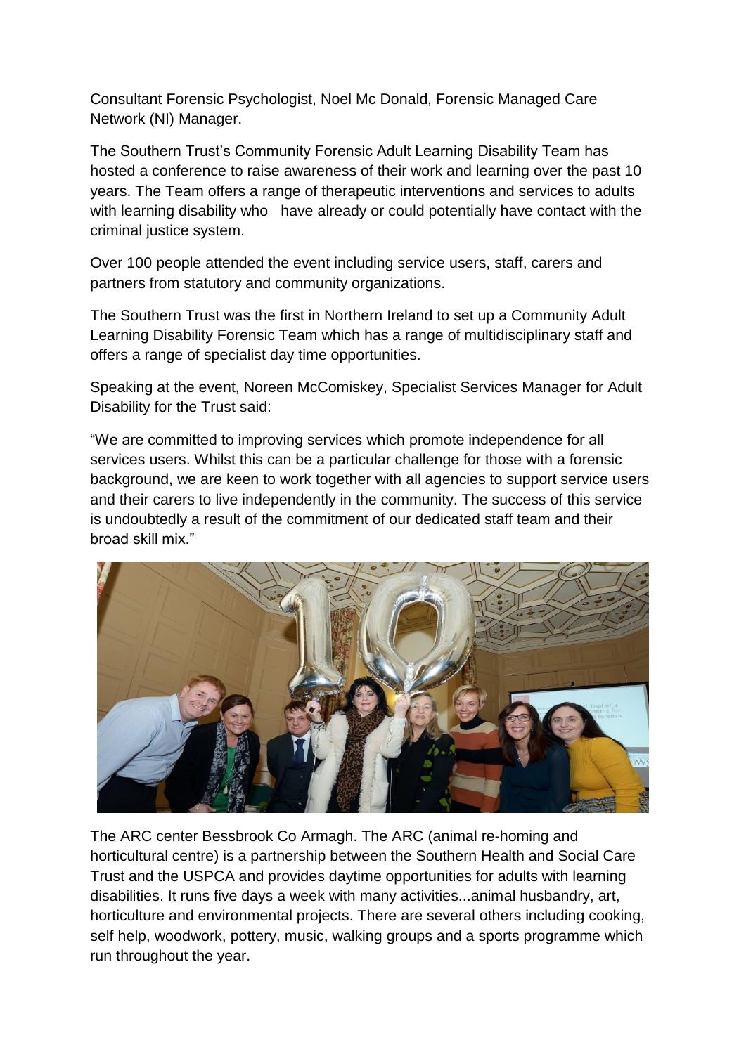Consultant Forensic Psychologist, Noel Mc Donald, Forensic Managed Care Network (NI) Manager.

The Southern Trust's Community Forensic Adult Learning Disability Team has hosted a conference to raise awareness of their work and learning over the past 10 years. The Team offers a range of therapeutic interventions and services to adults with learning disability who have already or could potentially have contact with the criminal justice system.

Over 100 people attended the event including service users, staff, carers and partners from statutory and community organizations.

The Southern Trust was the first in Northern Ireland to set up a Community Adult Learning Disability Forensic Team which has a range of multidisciplinary staff and offers a range of specialist day time opportunities.

Speaking at the event, Noreen McComiskey, Specialist Services Manager for Adult Disability for the Trust said:

"We are committed to improving services which promote independence for all services users. Whilst this can be a particular challenge for those with a forensic background, we are keen to work together with all agencies to support service users and their carers to live independently in the community. The success of this service is undoubtedly a result of the commitment of our dedicated staff team and their broad skill mix."

The ARC center Bessbrook Co Armagh. The ARC (animal re-homing and horticultural centre) is a partnership between the Southern Health and Social Care Trust and the USPCA and provides daytime opportunities for adults with learning disabilities. It runs five days a week with many activities...animal husbandry, art, horticulture and environmental projects. There are several others including cooking, self help, woodwork, pottery, music, walking groups and a sports programme which run throughout the year.